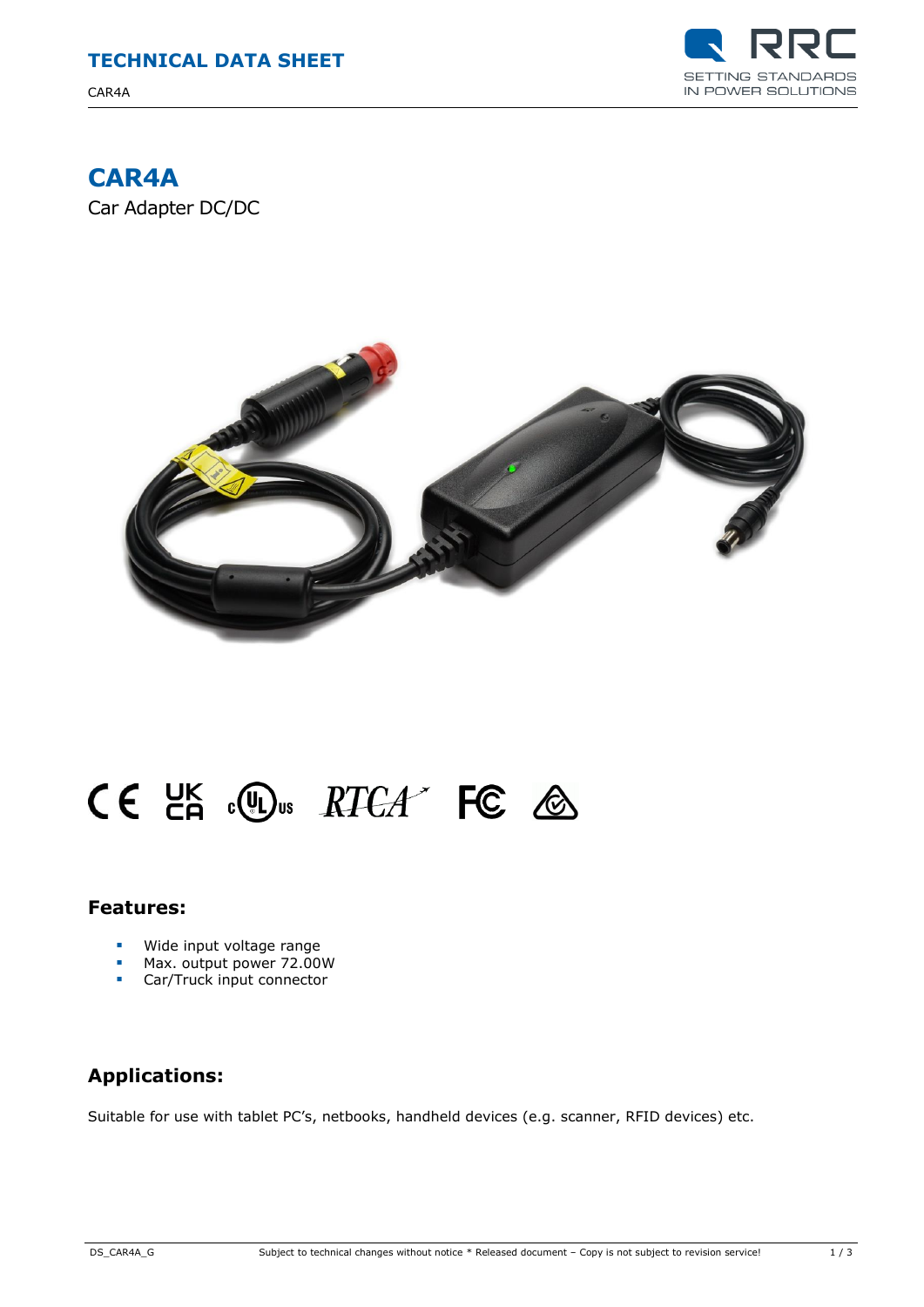# CAR4A

Car Adapter DC/DC

## Features:

- Wide input voltage range
- Max. output power 72.00W
- Car/Truck input connector

## Applications:

Suitable for use with tablet PC's, netbooks, handheld devices (e.g. scanner, RFID devices) etc.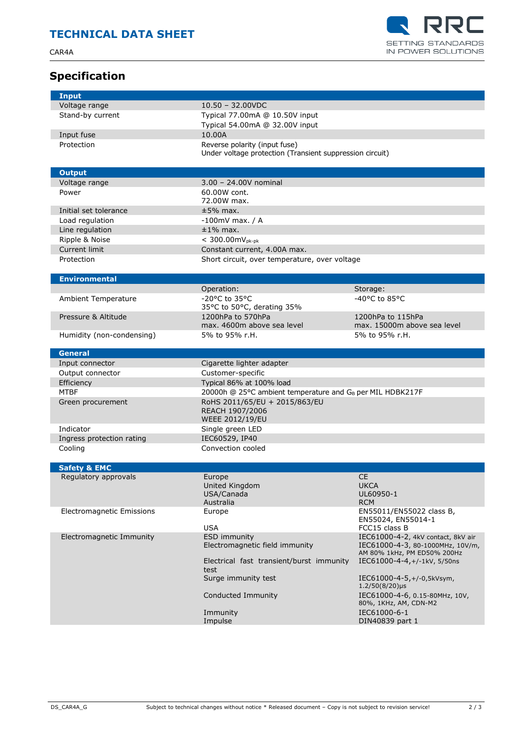# TECHNICAL DATA SHEET

CAR4A

## Specification

| Input | |
|---|---|
| Voltage range | 10.50 – 32.00VDC |
| Stand-by current | Typical 77.00mA @ 10.50V input<br>Typical 54.00mA @ 32.00V input |
| Input fuse | 10.00A |
| Protection | Reverse polarity (input fuse)<br>Under voltage protection (Transient suppression circuit) |

| Output | |
|---|---|
| Voltage range | 3.00 – 24.00V nominal |
| Power | 60.00W cont.<br>72.00W max. |
| Initial set tolerance | ±5% max. |
| Load regulation | -100mV max. / A |
| Line regulation | ±1% max. |
| Ripple & Noise | < 300.00mV$_{pk-pk}$ |
| Current limit | Constant current, 4.00A max. |
| Protection | Short circuit, over temperature, over voltage |

| Environmental | | |
|---|---|---|
| | Operation: | Storage: |
| Ambient Temperature | -20°C to 35°C<br>35°C to 50°C, derating 35% | -40°C to 85°C |
| Pressure & Altitude | 1200hPa to 570hPa<br>max. 4600m above sea level | 1200hPa to 115hPa<br>max. 15000m above sea level |
| Humidity (non-condensing) | 5% to 95% r.H. | 5% to 95% r.H. |

| General | |
|---|---|
| Input connector | Cigarette lighter adapter |
| Output connector | Customer-specific |
| Efficiency | Typical 86% at 100% load |
| MTBF | 20000h @ 25°C ambient temperature and $G_B$ per MIL HDBK217F |
| Green procurement | RoHS 2011/65/EU + 2015/863/EU<br>REACH 1907/2006<br>WEEE 2012/19/EU |
| Indicator | Single green LED |
| Ingress protection rating | IEC60529, IP40 |
| Cooling | Convection cooled |

| Safety & EMC | | |
|---|---|---|
| Regulatory approvals | Europe<br>United Kingdom<br>USA/Canada<br>Australia | CE<br>UKCA<br>UL60950-1<br>RCM |
| Electromagnetic Emissions | Europe<br><br>USA | EN55011/EN55022 class B,<br>EN55024, EN55014-1<br>FCC15 class B |
| Electromagnetic Immunity | ESD immunity | IEC61000-4-2, 4kV contact, 8kV air |
| | Electromagnetic field immunity | IEC61000-4-3, 80-1000MHz, 10V/m, AM 80% 1kHz, PM ED50% 200Hz |
| | Electrical fast transient/burst immunity test | IEC61000-4-4,+/-1kV, 5/50ns |
| | Surge immunity test | IEC61000-4-5,+/-0,5kVsym, 1.2/50(8/20)µs |
| | Conducted Immunity | IEC61000-4-6, 0.15-80MHz, 10V, 80%, 1KHz, AM, CDN-M2 |
| | Immunity | IEC61000-6-1 |
| | Impulse | DIN40839 part 1 |

DS_CAR4A_G    Subject to technical changes without notice * Released document – Copy is not subject to revision service!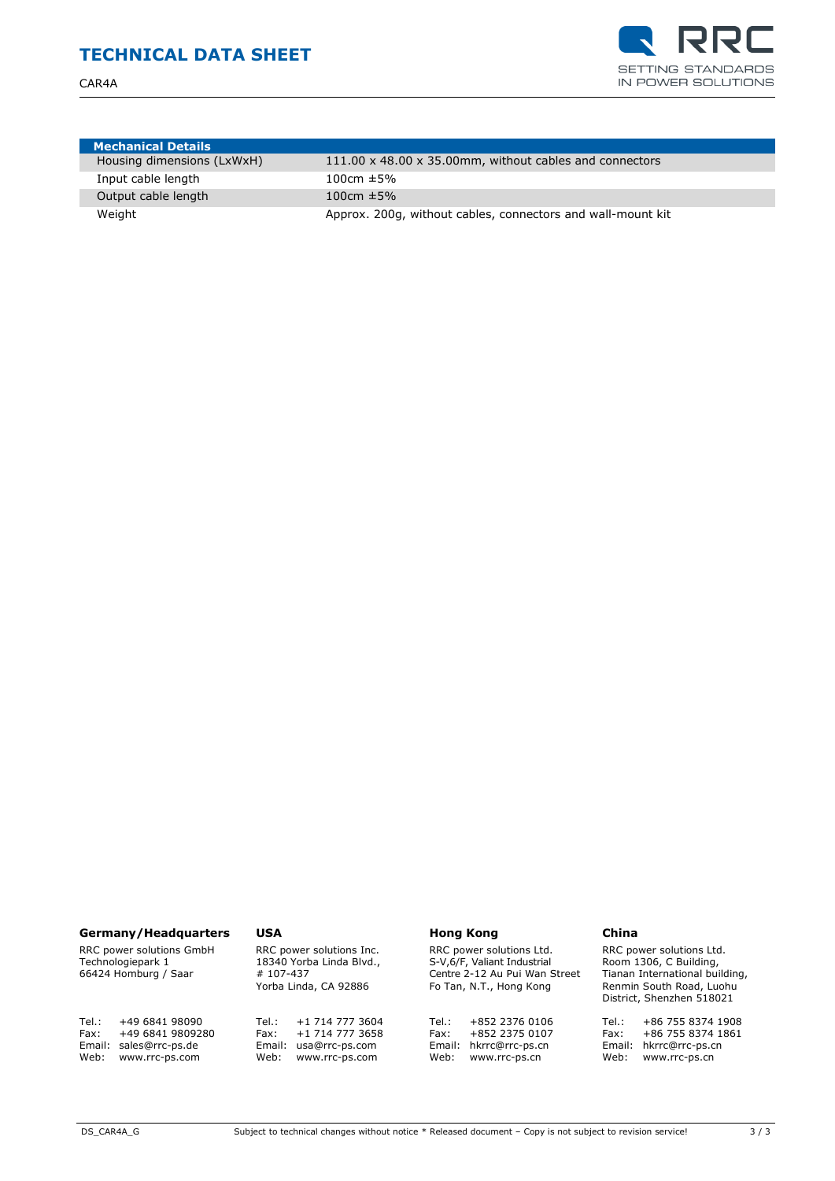| Mechanical Details | |
|---|---|
| Housing dimensions (LxWxH) | 111.00 x 48.00 x 35.00mm, without cables and connectors |
| Input cable length | 100cm ±5% |
| Output cable length | 100cm ±5% |
| Weight | Approx. 200g, without cables, connectors and wall-mount kit |

**Germany/Headquarters**

RRC power solutions GmbH
Technologiepark 1
66424 Homburg / Saar

Tel.: +49 6841 98090
Fax: +49 6841 9809280
Email: sales@rrc-ps.de
Web: www.rrc-ps.com

**USA**

RRC power solutions Inc.
18340 Yorba Linda Blvd.,
# 107-437
Yorba Linda, CA 92886

Tel.: +1 714 777 3604
Fax: +1 714 777 3658
Email: usa@rrc-ps.com
Web: www.rrc-ps.com

**Hong Kong**

RRC power solutions Ltd.
S-V,6/F, Valiant Industrial
Centre 2-12 Au Pui Wan Street
Fo Tan, N.T., Hong Kong

Tel.: +852 2376 0106
Fax: +852 2375 0107
Email: hkrrc@rrc-ps.cn
Web: www.rrc-ps.cn

**China**

RRC power solutions Ltd.
Room 1306, C Building,
Tianan International building,
Renmin South Road, Luohu
District, Shenzhen 518021

Tel.: +86 755 8374 1908
Fax: +86 755 8374 1861
Email: hkrrc@rrc-ps.cn
Web: www.rrc-ps.cn

DS_CAR4A_G Subject to technical changes without notice * Released document – Copy is not subject to revision service!